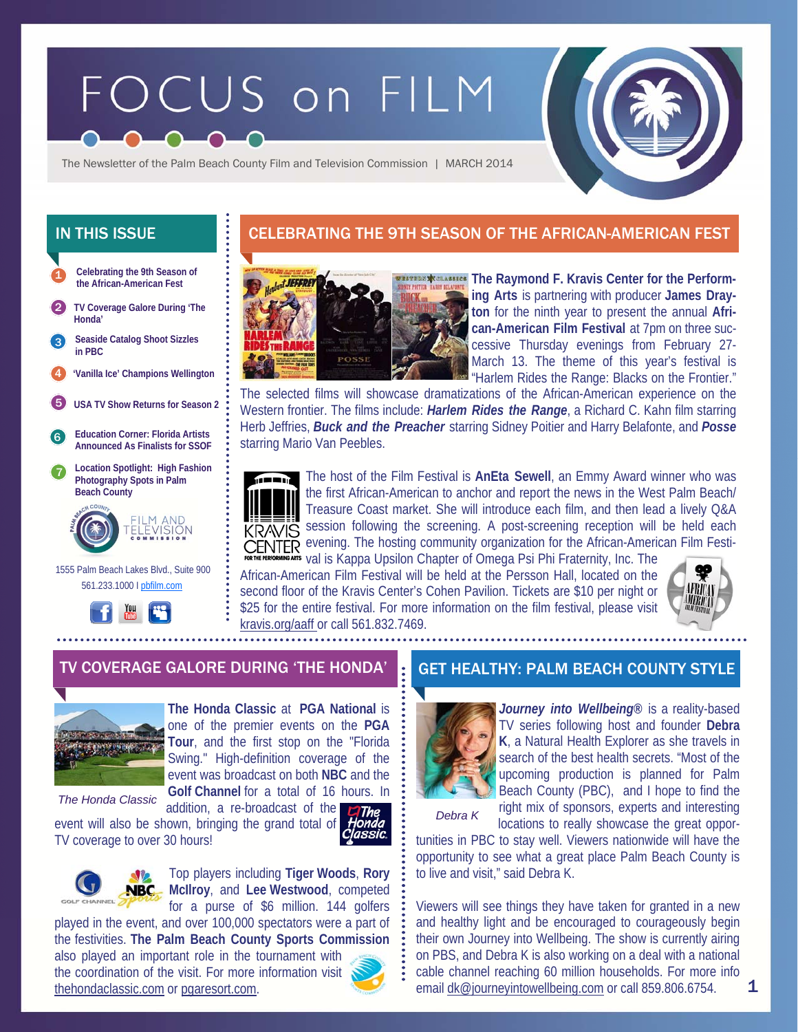# FOCUS on FILM

The Newsletter of the Palm Beach County Film and Television Commission | MARCH 2014

## IN THIS ISSUE

1. Celebrating the 9th Season of the African-American Fest
2. TV Coverage Galore During 'The Honda'
3. Seaside Catalog Shoot Sizzles in PBC
4. 'Vanilla Ice' Champions Wellington
5. USA TV Show Returns for Season 2
6. Education Corner: Florida Artists Announced As Finalists for SSOF
7. Location Spotlight: High Fashion Photography Spots in Palm Beach County

1555 Palm Beach Lakes Blvd., Suite 900
561.233.1000 | pbfilm.com

## CELEBRATING THE 9TH SEASON OF THE AFRICAN-AMERICAN FEST

**The Raymond F. Kravis Center for the Performing Arts** is partnering with producer **James Drayton** for the ninth year to present the annual **African-American Film Festival** at 7pm on three successive Thursday evenings from February 27-March 13. The theme of this year's festival is "Harlem Rides the Range: Blacks on the Frontier." The selected films will showcase dramatizations of the African-American experience on the Western frontier. The films include: ***Harlem Rides the Range***, a Richard C. Kahn film starring Herb Jeffries, ***Buck and the Preacher*** starring Sidney Poitier and Harry Belafonte, and ***Posse*** starring Mario Van Peebles.

The host of the Film Festival is **AnEta Sewell**, an Emmy Award winner who was the first African-American to anchor and report the news in the West Palm Beach/Treasure Coast market. She will introduce each film, and then lead a lively Q&A session following the screening. A post-screening reception will be held each evening. The hosting community organization for the African-American Film Festival is Kappa Upsilon Chapter of Omega Psi Phi Fraternity, Inc. The African-American Film Festival will be held at the Persson Hall, located on the second floor of the Kravis Center's Cohen Pavilion. Tickets are $10 per night or $25 for the entire festival. For more information on the film festival, please visit kravis.org/aaff or call 561.832.7469.

## TV COVERAGE GALORE DURING 'THE HONDA'

*The Honda Classic*

**The Honda Classic** at **PGA National** is one of the premier events on the **PGA Tour**, and the first stop on the "Florida Swing." High-definition coverage of the event was broadcast on both **NBC** and the **Golf Channel** for a total of 16 hours. In addition, a re-broadcast of the event will also be shown, bringing the grand total of TV coverage to over 30 hours!

Top players including **Tiger Woods**, **Rory McIlroy**, and **Lee Westwood**, competed for a purse of $6 million. 144 golfers played in the event, and over 100,000 spectators were a part of the festivities. **The Palm Beach County Sports Commission** also played an important role in the tournament with the coordination of the visit. For more information visit thehondaclassic.com or pgaresort.com.

## GET HEALTHY: PALM BEACH COUNTY STYLE

*Debra K*

***Journey into Wellbeing®*** is a reality-based TV series following host and founder **Debra K**, a Natural Health Explorer as she travels in search of the best health secrets. "Most of the upcoming production is planned for Palm Beach County (PBC), and I hope to find the right mix of sponsors, experts and interesting locations to really showcase the great opportunities in PBC to stay well. Viewers nationwide will have the opportunity to see what a great place Palm Beach County is to live and visit," said Debra K.

Viewers will see things they have taken for granted in a new and healthy light and be encouraged to courageously begin their own Journey into Wellbeing. The show is currently airing on PBS, and Debra K is also working on a deal with a national cable channel reaching 60 million households. For more info email dk@journeyintowellbeing.com or call 859.806.6754.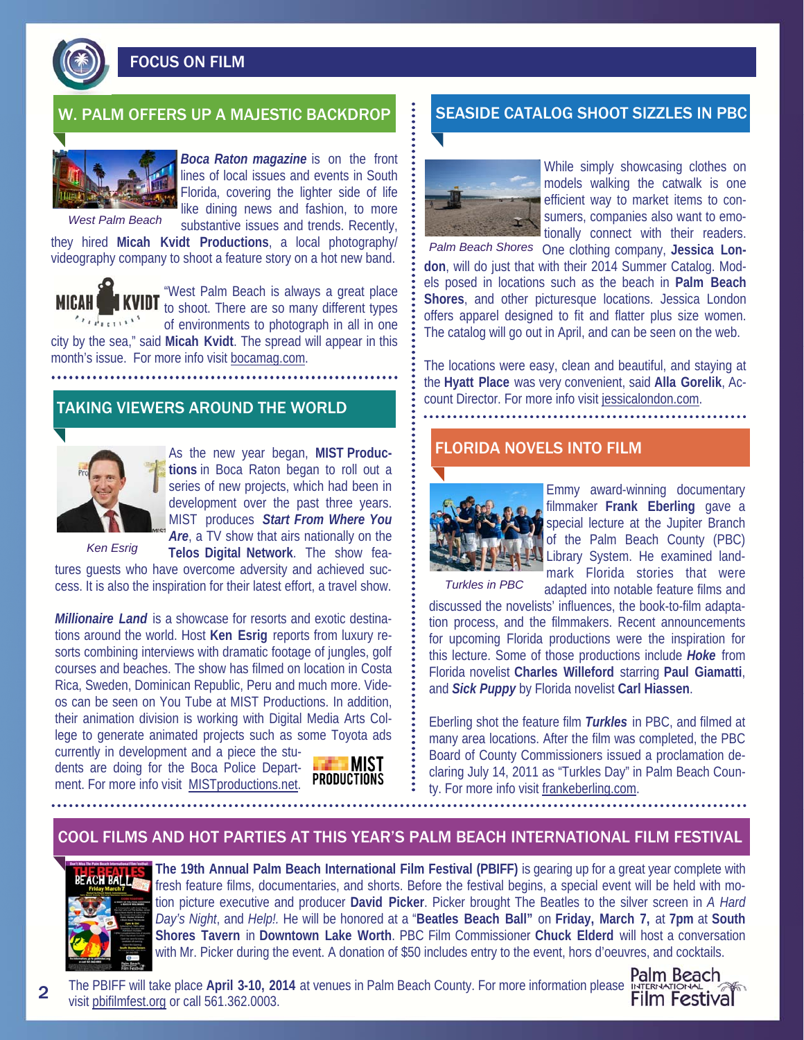# FOCUS ON FILM

## W. PALM OFFERS UP A MAJESTIC BACKDROP

West Palm Beach

***Boca Raton magazine*** is on the front lines of local issues and events in South Florida, covering the lighter side of life like dining news and fashion, to more substantive issues and trends. Recently, they hired **Micah Kvidt Productions**, a local photography/videography company to shoot a feature story on a hot new band.

"West Palm Beach is always a great place to shoot. There are so many different types of environments to photograph in all in one city by the sea," said **Micah Kvidt**. The spread will appear in this month's issue. For more info visit bocamag.com.

## TAKING VIEWERS AROUND THE WORLD

Ken Esrig

As the new year began, **MIST Productions** in Boca Raton began to roll out a series of new projects, which had been in development over the past three years. MIST produces ***Start From Where You Are***, a TV show that airs nationally on the **Telos Digital Network**. The show features guests who have overcome adversity and achieved success. It is also the inspiration for their latest effort, a travel show.

***Millionaire Land*** is a showcase for resorts and exotic destinations around the world. Host **Ken Esrig** reports from luxury resorts combining interviews with dramatic footage of jungles, golf courses and beaches. The show has filmed on location in Costa Rica, Sweden, Dominican Republic, Peru and much more. Videos can be seen on You Tube at MIST Productions. In addition, their animation division is working with Digital Media Arts College to generate animated projects such as some Toyota ads currently in development and a piece the students are doing for the Boca Police Department. For more info visit MISTproductions.net.

## SEASIDE CATALOG SHOOT SIZZLES IN PBC

Palm Beach Shores

While simply showcasing clothes on models walking the catwalk is one efficient way to market items to consumers, companies also want to emotionally connect with their readers. One clothing company, **Jessica London**, will do just that with their 2014 Summer Catalog. Models posed in locations such as the beach in **Palm Beach Shores**, and other picturesque locations. Jessica London offers apparel designed to fit and flatter plus size women. The catalog will go out in April, and can be seen on the web.

The locations were easy, clean and beautiful, and staying at the **Hyatt Place** was very convenient, said **Alla Gorelik**, Account Director. For more info visit jessicalondon.com.

## FLORIDA NOVELS INTO FILM

Turkles in PBC

Emmy award-winning documentary filmmaker **Frank Eberling** gave a special lecture at the Jupiter Branch of the Palm Beach County (PBC) Library System. He examined landmark Florida stories that were adapted into notable feature films and discussed the novelists' influences, the book-to-film adaptation process, and the filmmakers. Recent announcements for upcoming Florida productions were the inspiration for this lecture. Some of those productions include ***Hoke*** from Florida novelist **Charles Willeford** starring **Paul Giamatti**, and ***Sick Puppy*** by Florida novelist **Carl Hiassen**.

Eberling shot the feature film ***Turkles*** in PBC, and filmed at many area locations. After the film was completed, the PBC Board of County Commissioners issued a proclamation declaring July 14, 2011 as "Turkles Day" in Palm Beach County. For more info visit frankeberling.com.

## COOL FILMS AND HOT PARTIES AT THIS YEAR'S PALM BEACH INTERNATIONAL FILM FESTIVAL

**The 19th Annual Palm Beach International Film Festival (PBIFF)** is gearing up for a great year complete with fresh feature films, documentaries, and shorts. Before the festival begins, a special event will be held with motion picture executive and producer **David Picker**. Picker brought The Beatles to the silver screen in *A Hard Day's Night*, and *Help!*. He will be honored at a "**Beatles Beach Ball"** on **Friday, March 7,** at **7pm** at **South Shores Tavern** in **Downtown Lake Worth**. PBC Film Commissioner **Chuck Elderd** will host a conversation with Mr. Picker during the event. A donation of $50 includes entry to the event, hors d'oeuvres, and cocktails.

The PBIFF will take place **April 3-10, 2014** at venues in Palm Beach County. For more information please visit pbifilmfest.org or call 561.362.0003.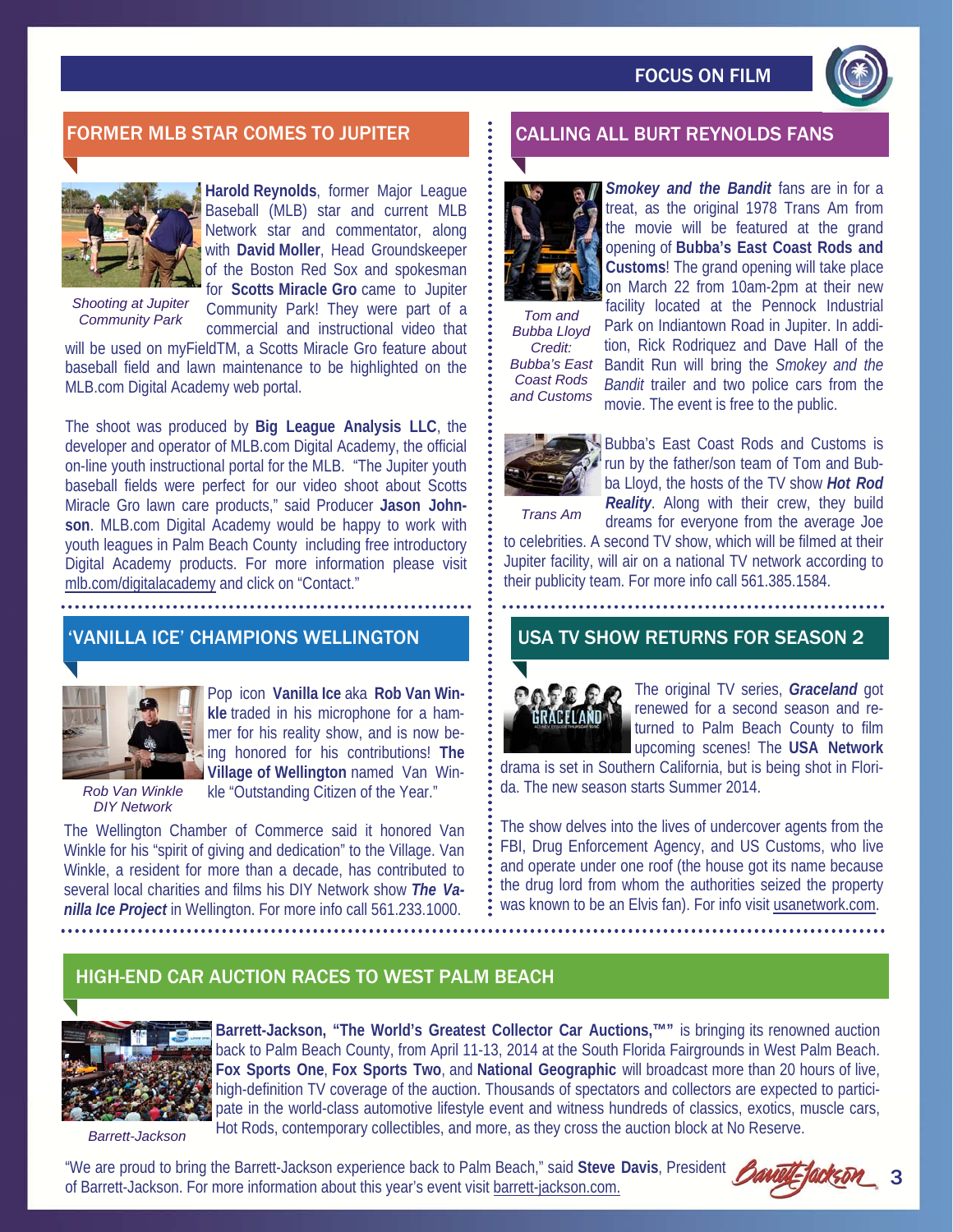## FORMER MLB STAR COMES TO JUPITER

*Shooting at Jupiter Community Park*

**Harold Reynolds**, former Major League Baseball (MLB) star and current MLB Network star and commentator, along with **David Moller**, Head Groundskeeper of the Boston Red Sox and spokesman for **Scotts Miracle Gro** came to Jupiter Community Park! They were part of a commercial and instructional video that will be used on myFieldTM, a Scotts Miracle Gro feature about baseball field and lawn maintenance to be highlighted on the MLB.com Digital Academy web portal.

The shoot was produced by **Big League Analysis LLC**, the developer and operator of MLB.com Digital Academy, the official on-line youth instructional portal for the MLB. "The Jupiter youth baseball fields were perfect for our video shoot about Scotts Miracle Gro lawn care products," said Producer **Jason Johnson**. MLB.com Digital Academy would be happy to work with youth leagues in Palm Beach County including free introductory Digital Academy products. For more information please visit mlb.com/digitalacademy and click on "Contact."

## 'VANILLA ICE' CHAMPIONS WELLINGTON

*Rob Van Winkle DIY Network*

Pop icon **Vanilla Ice** aka **Rob Van Winkle** traded in his microphone for a hammer for his reality show, and is now being honored for his contributions! **The Village of Wellington** named Van Winkle "Outstanding Citizen of the Year."

The Wellington Chamber of Commerce said it honored Van Winkle for his "spirit of giving and dedication" to the Village. Van Winkle, a resident for more than a decade, has contributed to several local charities and films his DIY Network show ***The Vanilla Ice Project*** in Wellington. For more info call 561.233.1000.

## CALLING ALL BURT REYNOLDS FANS

*Tom and Bubba Lloyd Credit: Bubba's East Coast Rods and Customs*

***Smokey and the Bandit*** fans are in for a treat, as the original 1978 Trans Am from the movie will be featured at the grand opening of **Bubba's East Coast Rods and Customs**! The grand opening will take place on March 22 from 10am-2pm at their new facility located at the Pennock Industrial Park on Indiantown Road in Jupiter. In addition, Rick Rodriquez and Dave Hall of the Bandit Run will bring the *Smokey and the Bandit* trailer and two police cars from the movie. The event is free to the public.

*Trans Am*

Bubba's East Coast Rods and Customs is run by the father/son team of Tom and Bubba Lloyd, the hosts of the TV show ***Hot Rod Reality***. Along with their crew, they build dreams for everyone from the average Joe to celebrities. A second TV show, which will be filmed at their Jupiter facility, will air on a national TV network according to their publicity team. For more info call 561.385.1584.

## USA TV SHOW RETURNS FOR SEASON 2

The original TV series, ***Graceland*** got renewed for a second season and returned to Palm Beach County to film upcoming scenes! The **USA Network** drama is set in Southern California, but is being shot in Florida. The new season starts Summer 2014.

The show delves into the lives of undercover agents from the FBI, Drug Enforcement Agency, and US Customs, who live and operate under one roof (the house got its name because the drug lord from whom the authorities seized the property was known to be an Elvis fan). For info visit usanetwork.com.

## HIGH-END CAR AUCTION RACES TO WEST PALM BEACH

*Barrett-Jackson*

**Barrett-Jackson, "The World's Greatest Collector Car Auctions,™"** is bringing its renowned auction back to Palm Beach County, from April 11-13, 2014 at the South Florida Fairgrounds in West Palm Beach. **Fox Sports One**, **Fox Sports Two**, and **National Geographic** will broadcast more than 20 hours of live, high-definition TV coverage of the auction. Thousands of spectators and collectors are expected to participate in the world-class automotive lifestyle event and witness hundreds of classics, exotics, muscle cars, Hot Rods, contemporary collectibles, and more, as they cross the auction block at No Reserve.

"We are proud to bring the Barrett-Jackson experience back to Palm Beach," said **Steve Davis**, President of Barrett-Jackson. For more information about this year's event visit barrett-jackson.com.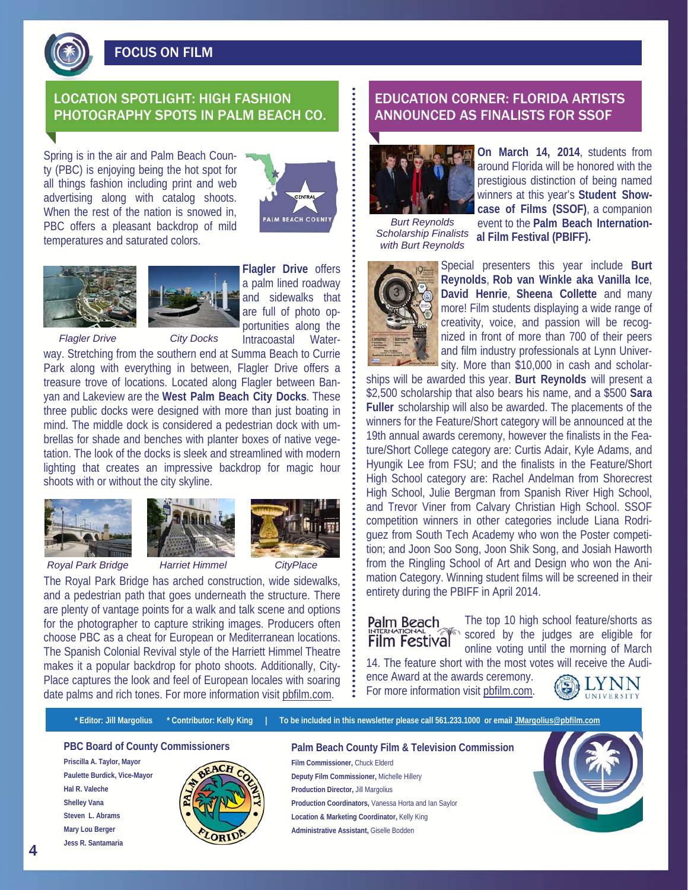# FOCUS ON FILM

## LOCATION SPOTLIGHT: HIGH FASHION PHOTOGRAPHY SPOTS IN PALM BEACH CO.

Spring is in the air and Palm Beach County (PBC) is enjoying being the hot spot for all things fashion including print and web advertising along with catalog shoots. When the rest of the nation is snowed in, PBC offers a pleasant backdrop of mild temperatures and saturated colors.

CENTRAL
PALM BEACH COUNTY

*Flagler Drive* *City Docks*

**Flagler Drive** offers a palm lined roadway and sidewalks that are full of photo opportunities along the Intracoastal Waterway. Stretching from the southern end at Summa Beach to Currie Park along with everything in between, Flagler Drive offers a treasure trove of locations. Located along Flagler between Banyan and Lakeview are the **West Palm Beach City Docks**. These three public docks were designed with more than just boating in mind. The middle dock is considered a pedestrian dock with umbrellas for shade and benches with planter boxes of native vegetation. The look of the docks is sleek and streamlined with modern lighting that creates an impressive backdrop for magic hour shoots with or without the city skyline.

*Royal Park Bridge* *Harriet Himmel* *CityPlace*

The Royal Park Bridge has arched construction, wide sidewalks, and a pedestrian path that goes underneath the structure. There are plenty of vantage points for a walk and talk scene and options for the photographer to capture striking images. Producers often choose PBC as a cheat for European or Mediterranean locations. The Spanish Colonial Revival style of the Harriett Himmel Theatre makes it a popular backdrop for photo shoots. Additionally, CityPlace captures the look and feel of European locales with soaring date palms and rich tones. For more information visit pbfilm.com.

## EDUCATION CORNER: FLORIDA ARTISTS ANNOUNCED AS FINALISTS FOR SSOF

*Burt Reynolds Scholarship Finalists with Burt Reynolds*

**On March 14, 2014**, students from around Florida will be honored with the prestigious distinction of being named winners at this year's **Student Showcase of Films (SSOF)**, a companion event to the **Palm Beach International Film Festival (PBIFF).**

Special presenters this year include **Burt Reynolds**, **Rob van Winkle aka Vanilla Ice**, **David Henrie**, **Sheena Collette** and many more! Film students displaying a wide range of creativity, voice, and passion will be recognized in front of more than 700 of their peers and film industry professionals at Lynn University. More than $10,000 in cash and scholarships will be awarded this year. **Burt Reynolds** will present a $2,500 scholarship that also bears his name, and a $500 **Sara Fuller** scholarship will also be awarded. The placements of the winners for the Feature/Short category will be announced at the 19th annual awards ceremony, however the finalists in the Feature/Short College category are: Curtis Adair, Kyle Adams, and Hyungik Lee from FSU; and the finalists in the Feature/Short High School category are: Rachel Andelman from Shorecrest High School, Julie Bergman from Spanish River High School, and Trevor Viner from Calvary Christian High School. SSOF competition winners in other categories include Liana Rodriguez from South Tech Academy who won the Poster competition; and Joon Soo Song, Joon Shik Song, and Josiah Haworth from the Ringling School of Art and Design who won the Animation Category. Winning student films will be screened in their entirety during the PBIFF in April 2014.

Palm Beach International Film Festival

The top 10 high school feature/shorts as scored by the judges are eligible for online voting until the morning of March 14. The feature short with the most votes will receive the Audience Award at the awards ceremony.
For more information visit pbfilm.com.

LYNN UNIVERSITY

---

\* Editor: Jill Margolius \* Contributor: Kelly King | To be included in this newsletter please call 561.233.1000 or email JMargolius@pbfilm.com

### PBC Board of County Commissioners

**Priscilla A. Taylor, Mayor**
**Paulette Burdick, Vice-Mayor**
**Hal R. Valeche**
**Shelley Vana**
**Steven L. Abrams**
**Mary Lou Berger**
**Jess R. Santamaria**

### Palm Beach County Film & Television Commission

**Film Commissioner,** Chuck Elderd
**Deputy Film Commissioner,** Michelle Hillery
**Production Director,** Jill Margolius
**Production Coordinators,** Vanessa Horta and Ian Saylor
**Location & Marketing Coordinator,** Kelly King
**Administrative Assistant,** Giselle Bodden